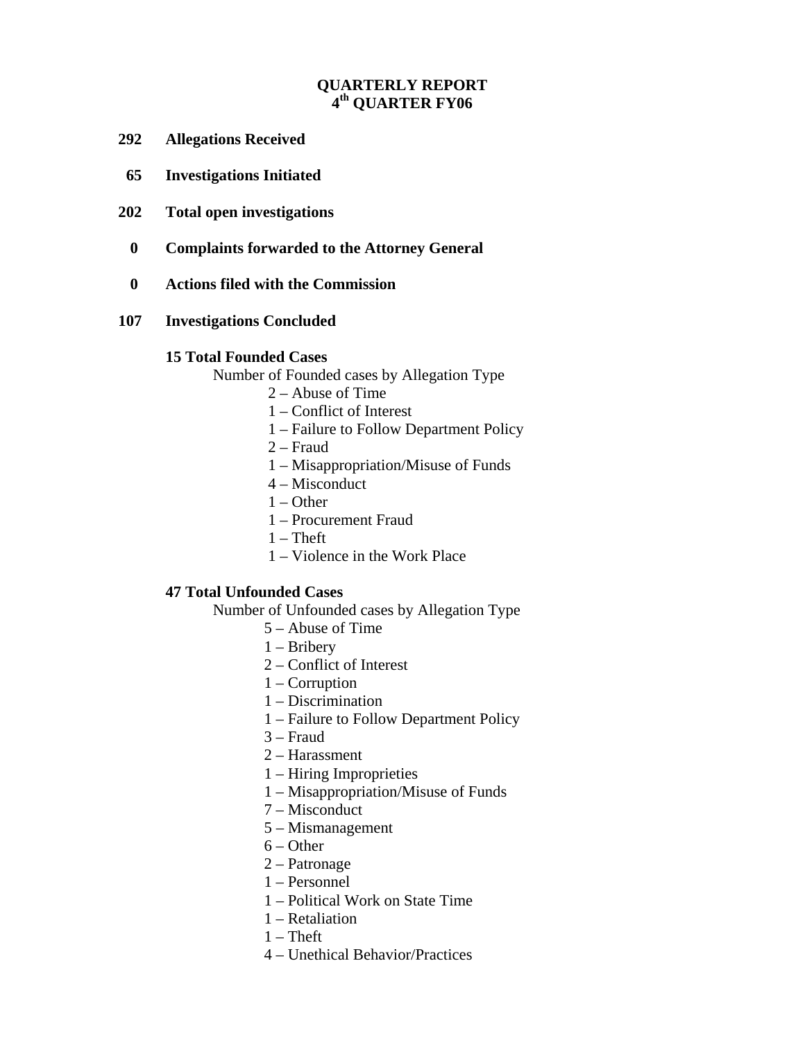# QUARTERLY REPORT
# 4th QUARTER FY06

**292 Allegations Received**

**65 Investigations Initiated**

**202 Total open investigations**

**0 Complaints forwarded to the Attorney General**

**0 Actions filed with the Commission**

**107 Investigations Concluded**

**15 Total Founded Cases**

Number of Founded cases by Allegation Type

- 2 – Abuse of Time
- 1 – Conflict of Interest
- 1 – Failure to Follow Department Policy
- 2 – Fraud
- 1 – Misappropriation/Misuse of Funds
- 4 – Misconduct
- 1 – Other
- 1 – Procurement Fraud
- 1 – Theft
- 1 – Violence in the Work Place

**47 Total Unfounded Cases**

Number of Unfounded cases by Allegation Type

- 5 – Abuse of Time
- 1 – Bribery
- 2 – Conflict of Interest
- 1 – Corruption
- 1 – Discrimination
- 1 – Failure to Follow Department Policy
- 3 – Fraud
- 2 – Harassment
- 1 – Hiring Improprieties
- 1 – Misappropriation/Misuse of Funds
- 7 – Misconduct
- 5 – Mismanagement
- 6 – Other
- 2 – Patronage
- 1 – Personnel
- 1 – Political Work on State Time
- 1 – Retaliation
- 1 – Theft
- 4 – Unethical Behavior/Practices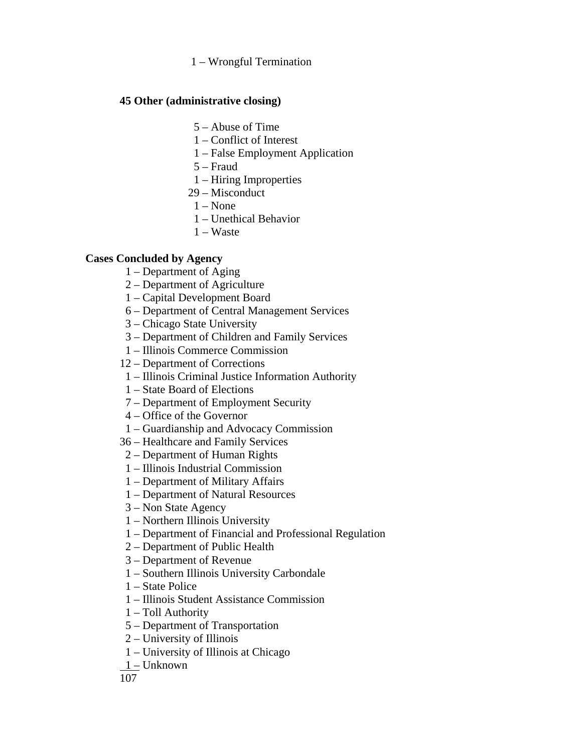1 – Wrongful Termination

**45 Other (administrative closing)**

5 – Abuse of Time
1 – Conflict of Interest
1 – False Employment Application
5 – Fraud
1 – Hiring Improperties
29 – Misconduct
1 – None
1 – Unethical Behavior
1 – Waste

**Cases Concluded by Agency**

1 – Department of Aging
2 – Department of Agriculture
1 – Capital Development Board
6 – Department of Central Management Services
3 – Chicago State University
3 – Department of Children and Family Services
1 – Illinois Commerce Commission
12 – Department of Corrections
1 – Illinois Criminal Justice Information Authority
1 – State Board of Elections
7 – Department of Employment Security
4 – Office of the Governor
1 – Guardianship and Advocacy Commission
36 – Healthcare and Family Services
2 – Department of Human Rights
1 – Illinois Industrial Commission
1 – Department of Military Affairs
1 – Department of Natural Resources
3 – Non State Agency
1 – Northern Illinois University
1 – Department of Financial and Professional Regulation
2 – Department of Public Health
3 – Department of Revenue
1 – Southern Illinois University Carbondale
1 – State Police
1 – Illinois Student Assistance Commission
1 – Toll Authority
5 – Department of Transportation
2 – University of Illinois
1 – University of Illinois at Chicago
1 – Unknown
107